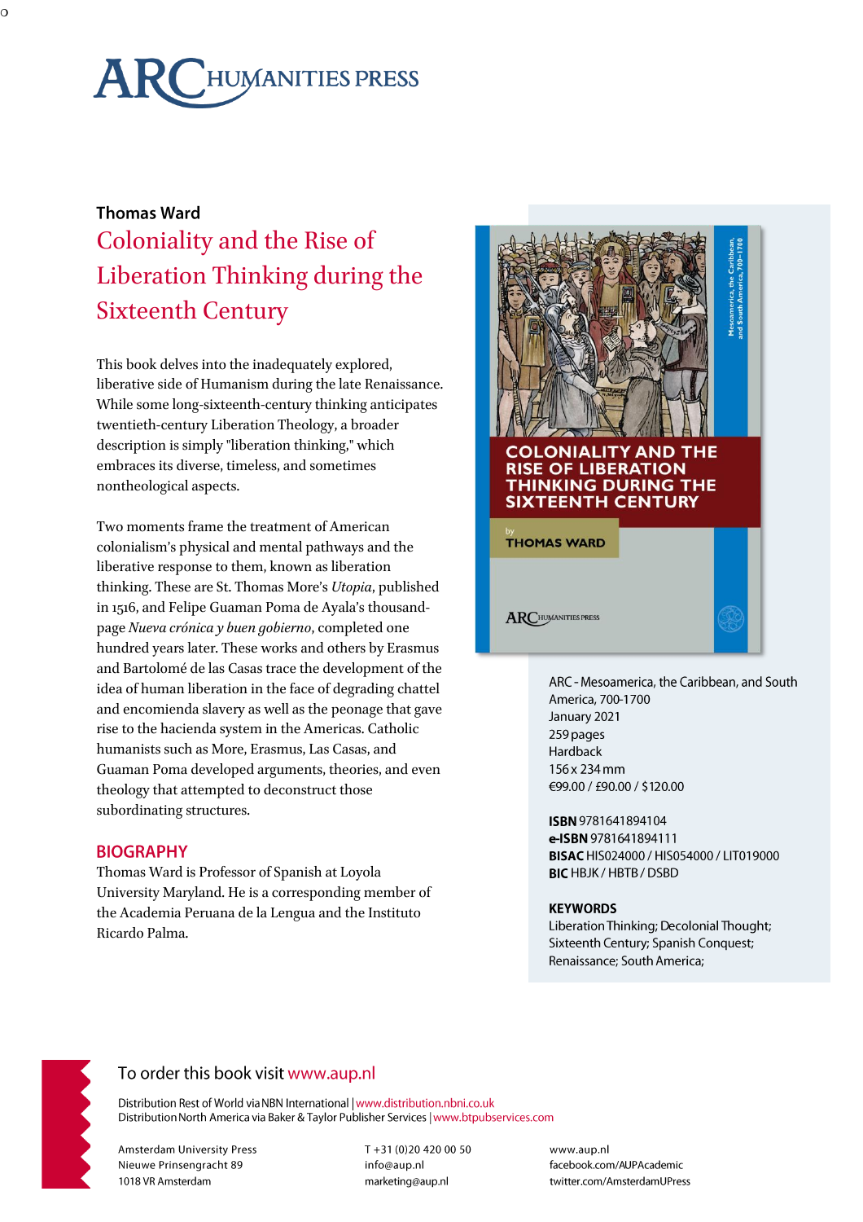ARC HUMANITIES PRESS

Thomas Ward

# Coloniality and the Rise of Liberation Thinking during the Sixteenth Century

This book delves into the inadequately explored, liberative side of Humanism during the late Renaissance. While some long-sixteenth-century thinking anticipates twentieth-century Liberation Theology, a broader description is simply "liberation thinking," which embraces its diverse, timeless, and sometimes nontheological aspects.

Two moments frame the treatment of American colonialism's physical and mental pathways and the liberative response to them, known as liberation thinking. These are St. Thomas More's *Utopia*, published in 1516, and Felipe Guaman Poma de Ayala's thousand-page *Nueva crónica y buen gobierno*, completed one hundred years later. These works and others by Erasmus and Bartolomé de las Casas trace the development of the idea of human liberation in the face of degrading chattel and encomienda slavery as well as the peonage that gave rise to the hacienda system in the Americas. Catholic humanists such as More, Erasmus, Las Casas, and Guaman Poma developed arguments, theories, and even theology that attempted to deconstruct those subordinating structures.

## BIOGRAPHY

Thomas Ward is Professor of Spanish at Loyola University Maryland. He is a corresponding member of the Academia Peruana de la Lengua and the Instituto Ricardo Palma.

ARC - Mesoamerica, the Caribbean, and South America, 700-1700
January 2021
259 pages
Hardback
156 x 234 mm
€99.00 / £90.00 / $120.00

**ISBN** 9781641894104
**e-ISBN** 9781641894111
**BISAC** HIS024000 / HIS054000 / LIT019000
**BIC** HBJK / HBTB / DSBD

**KEYWORDS**
Liberation Thinking; Decolonial Thought; Sixteenth Century; Spanish Conquest; Renaissance; South America;

To order this book visit www.aup.nl

Distribution Rest of World via NBN International | www.distribution.nbni.co.uk
Distribution North America via Baker & Taylor Publisher Services | www.btpubservices.com

Amsterdam University Press
Nieuwe Prinsengracht 89
1018 VR Amsterdam

T +31 (0)20 420 00 50
info@aup.nl
marketing@aup.nl

www.aup.nl
facebook.com/AUPAcademic
twitter.com/AmsterdamUPress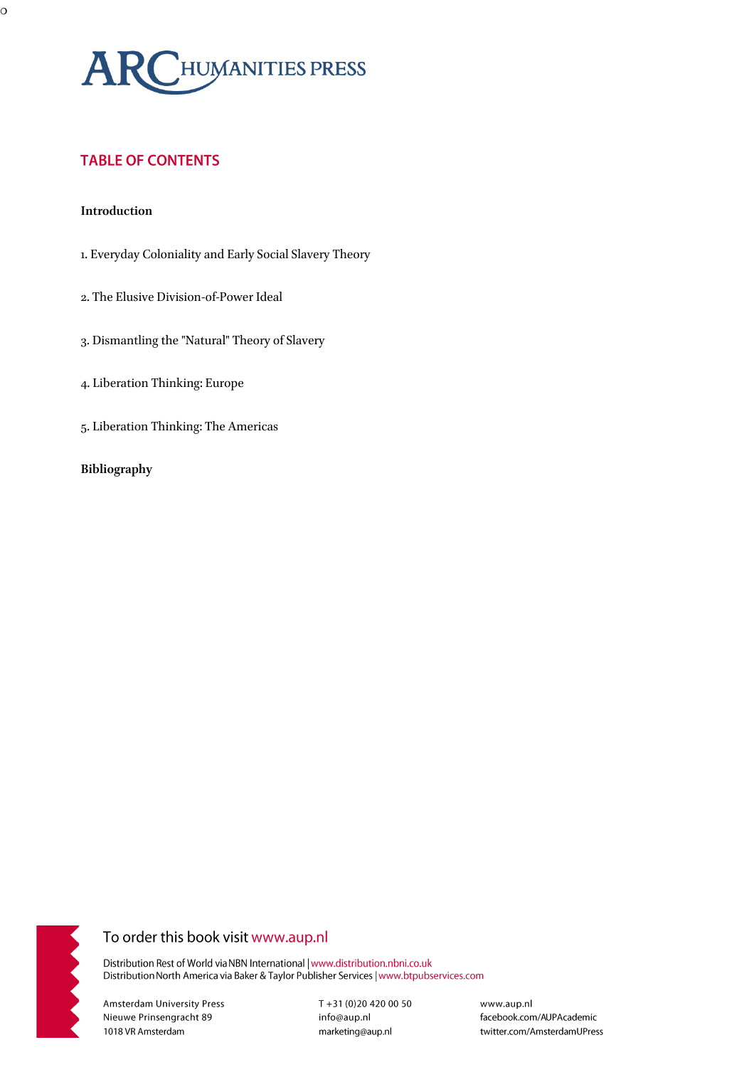ARC HUMANITIES PRESS

## TABLE OF CONTENTS

**Introduction**

1. Everyday Coloniality and Early Social Slavery Theory

2. The Elusive Division-of-Power Ideal

3. Dismantling the "Natural" Theory of Slavery

4. Liberation Thinking: Europe

5. Liberation Thinking: The Americas

**Bibliography**

To order this book visit www.aup.nl

Distribution Rest of World via NBN International | www.distribution.nbni.co.uk
Distribution North America via Baker & Taylor Publisher Services | www.btpubservices.com

Amsterdam University Press
Nieuwe Prinsengracht 89
1018 VR Amsterdam

T +31 (0)20 420 00 50
info@aup.nl
marketing@aup.nl

www.aup.nl
facebook.com/AUPAcademic
twitter.com/AmsterdamUPress